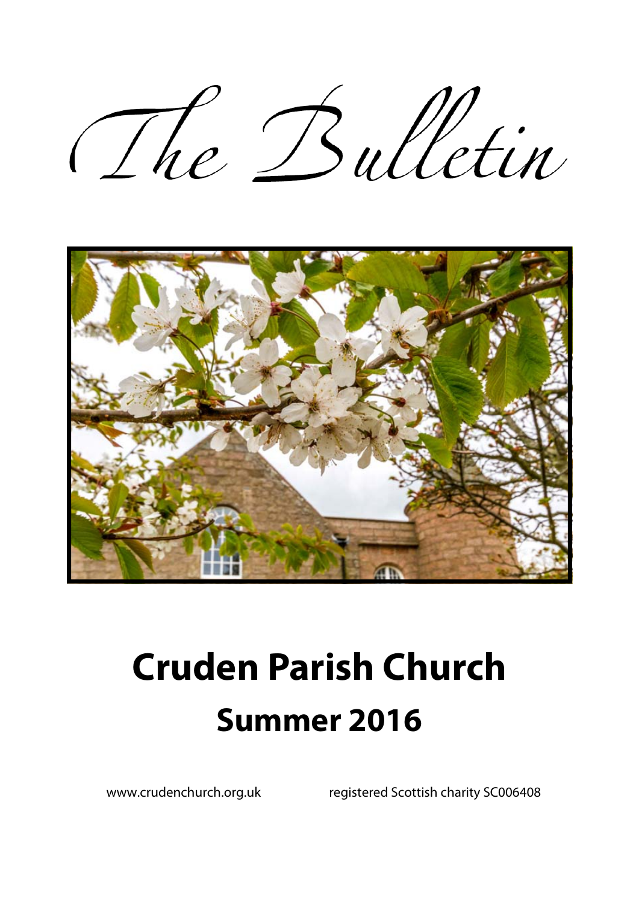# The Bulletin

# Cruden Parish Church

## Summer 2016

www.crudenchurch.org.uk registered Scottish charity SC006408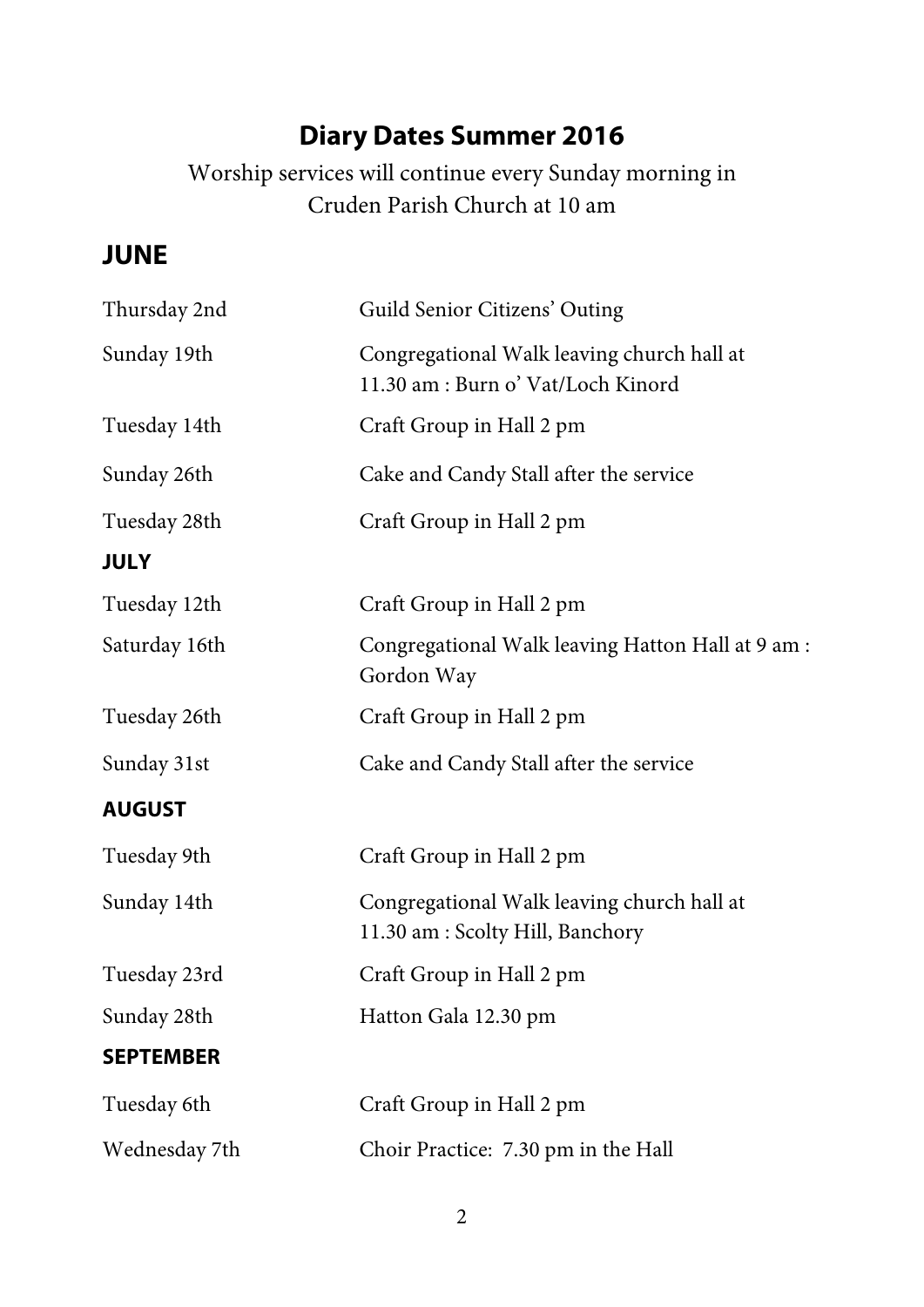# Diary Dates Summer 2016

Worship services will continue every Sunday morning in Cruden Parish Church at 10 am

## JUNE

| | |
|---|---|
| Thursday 2nd | Guild Senior Citizens' Outing |
| Sunday 19th | Congregational Walk leaving church hall at 11.30 am : Burn o' Vat/Loch Kinord |
| Tuesday 14th | Craft Group in Hall 2 pm |
| Sunday 26th | Cake and Candy Stall after the service |
| Tuesday 28th | Craft Group in Hall 2 pm |

### JULY

| | |
|---|---|
| Tuesday 12th | Craft Group in Hall 2 pm |
| Saturday 16th | Congregational Walk leaving Hatton Hall at 9 am : Gordon Way |
| Tuesday 26th | Craft Group in Hall 2 pm |
| Sunday 31st | Cake and Candy Stall after the service |

### AUGUST

| | |
|---|---|
| Tuesday 9th | Craft Group in Hall 2 pm |
| Sunday 14th | Congregational Walk leaving church hall at 11.30 am : Scolty Hill, Banchory |
| Tuesday 23rd | Craft Group in Hall 2 pm |
| Sunday 28th | Hatton Gala 12.30 pm |

### SEPTEMBER

| | |
|---|---|
| Tuesday 6th | Craft Group in Hall 2 pm |
| Wednesday 7th | Choir Practice: 7.30 pm in the Hall |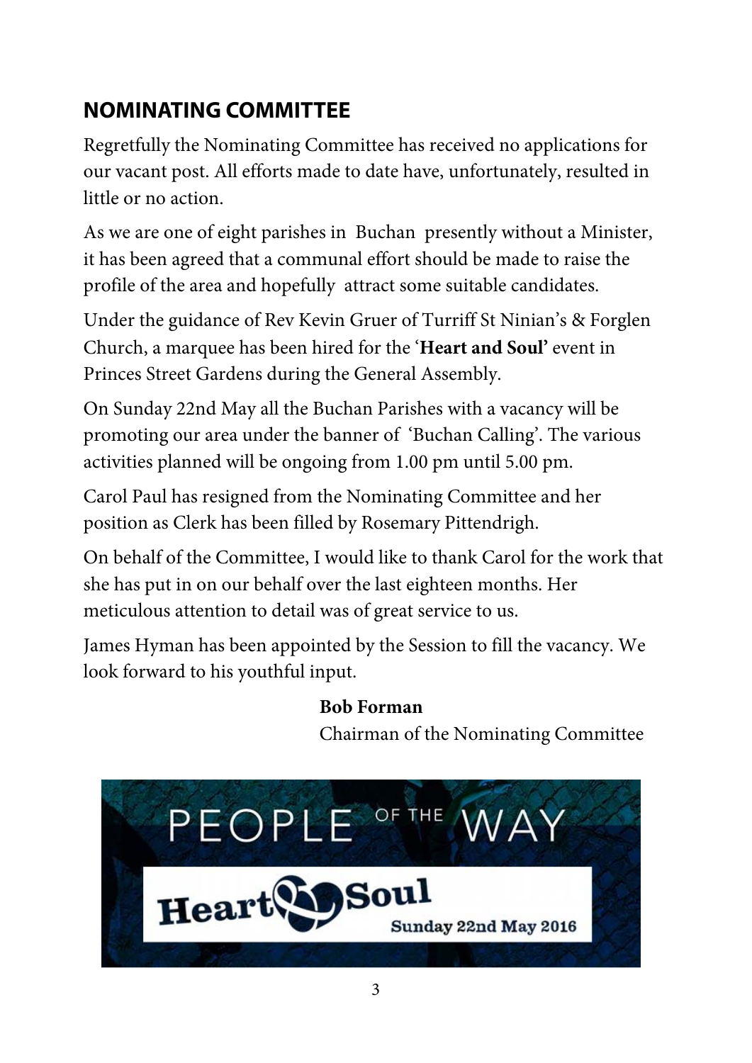## NOMINATING COMMITTEE

Regretfully the Nominating Committee has received no applications for our vacant post. All efforts made to date have, unfortunately, resulted in little or no action.

As we are one of eight parishes in Buchan presently without a Minister, it has been agreed that a communal effort should be made to raise the profile of the area and hopefully attract some suitable candidates.

Under the guidance of Rev Kevin Gruer of Turriff St Ninian's & Forglen Church, a marquee has been hired for the '**Heart and Soul'** event in Princes Street Gardens during the General Assembly.

On Sunday 22nd May all the Buchan Parishes with a vacancy will be promoting our area under the banner of 'Buchan Calling'. The various activities planned will be ongoing from 1.00 pm until 5.00 pm.

Carol Paul has resigned from the Nominating Committee and her position as Clerk has been filled by Rosemary Pittendrigh.

On behalf of the Committee, I would like to thank Carol for the work that she has put in on our behalf over the last eighteen months. Her meticulous attention to detail was of great service to us.

James Hyman has been appointed by the Session to fill the vacancy. We look forward to his youthful input.

**Bob Forman**
Chairman of the Nominating Committee

PEOPLE OF THE WAY
Heart & Soul
Sunday 22nd May 2016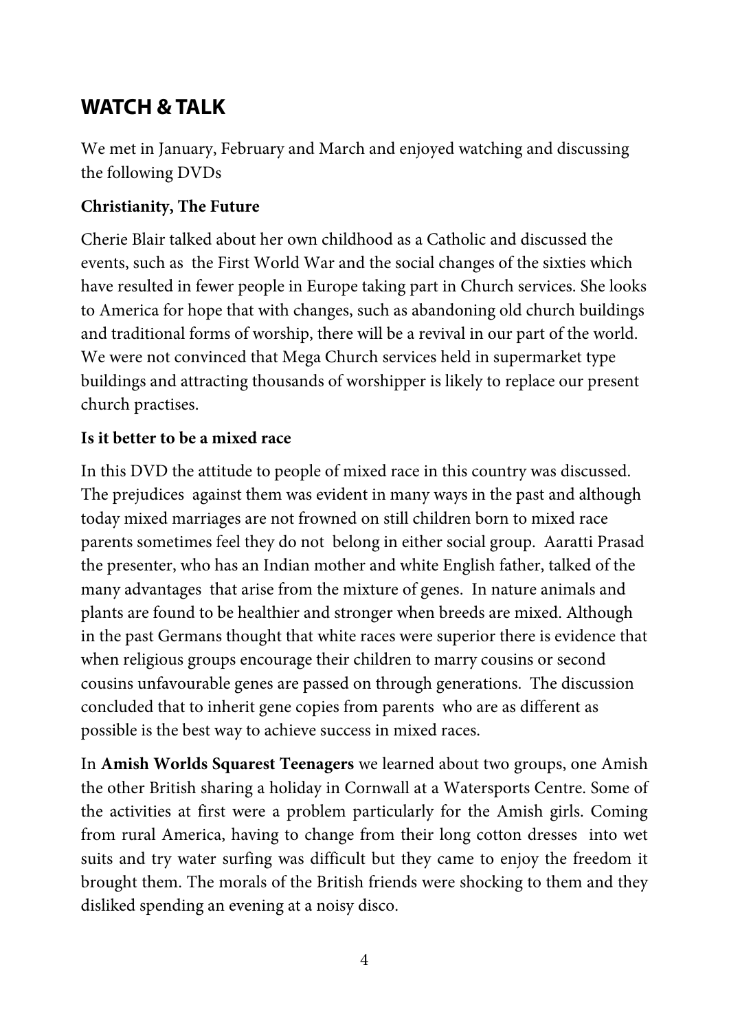## WATCH & TALK

We met in January, February and March and enjoyed watching and discussing the following DVDs

**Christianity, The Future**

Cherie Blair talked about her own childhood as a Catholic and discussed the events, such as the First World War and the social changes of the sixties which have resulted in fewer people in Europe taking part in Church services. She looks to America for hope that with changes, such as abandoning old church buildings and traditional forms of worship, there will be a revival in our part of the world. We were not convinced that Mega Church services held in supermarket type buildings and attracting thousands of worshipper is likely to replace our present church practises.

**Is it better to be a mixed race**

In this DVD the attitude to people of mixed race in this country was discussed. The prejudices against them was evident in many ways in the past and although today mixed marriages are not frowned on still children born to mixed race parents sometimes feel they do not belong in either social group. Aaratti Prasad the presenter, who has an Indian mother and white English father, talked of the many advantages that arise from the mixture of genes. In nature animals and plants are found to be healthier and stronger when breeds are mixed. Although in the past Germans thought that white races were superior there is evidence that when religious groups encourage their children to marry cousins or second cousins unfavourable genes are passed on through generations. The discussion concluded that to inherit gene copies from parents who are as different as possible is the best way to achieve success in mixed races.

In **Amish Worlds Squarest Teenagers** we learned about two groups, one Amish the other British sharing a holiday in Cornwall at a Watersports Centre. Some of the activities at first were a problem particularly for the Amish girls. Coming from rural America, having to change from their long cotton dresses into wet suits and try water surfing was difficult but they came to enjoy the freedom it brought them. The morals of the British friends were shocking to them and they disliked spending an evening at a noisy disco.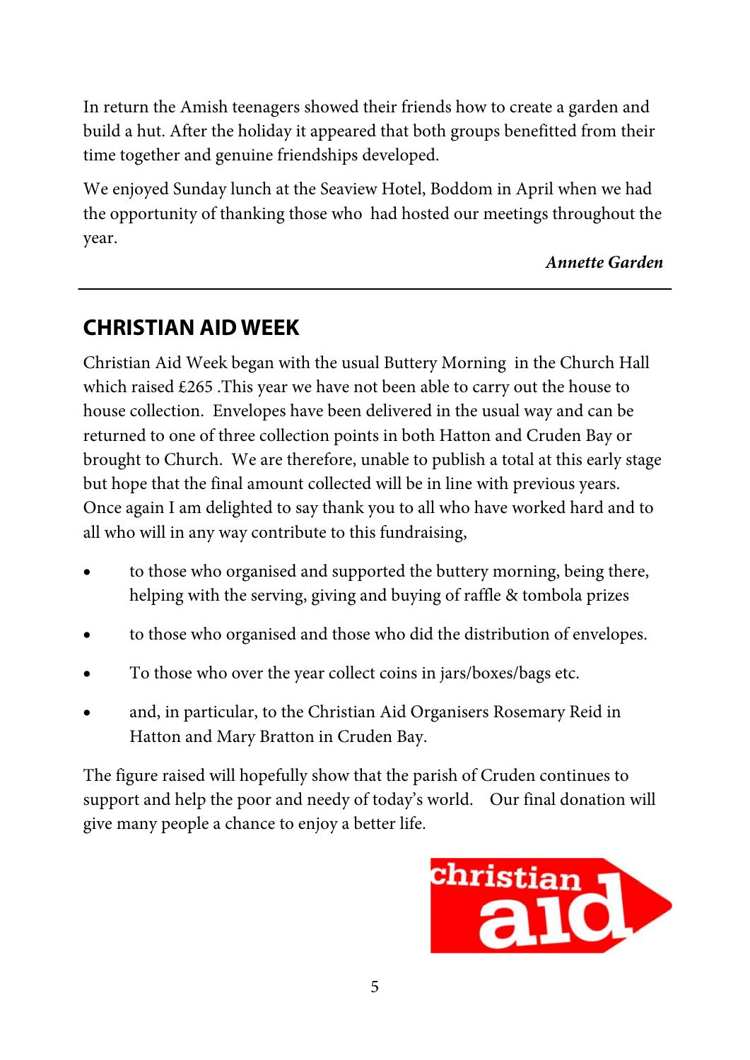In return the Amish teenagers showed their friends how to create a garden and build a hut. After the holiday it appeared that both groups benefitted from their time together and genuine friendships developed.

We enjoyed Sunday lunch at the Seaview Hotel, Boddom in April when we had the opportunity of thanking those who had hosted our meetings throughout the year.

***Annette Garden***

---

## CHRISTIAN AID WEEK

Christian Aid Week began with the usual Buttery Morning in the Church Hall which raised £265 .This year we have not been able to carry out the house to house collection. Envelopes have been delivered in the usual way and can be returned to one of three collection points in both Hatton and Cruden Bay or brought to Church. We are therefore, unable to publish a total at this early stage but hope that the final amount collected will be in line with previous years. Once again I am delighted to say thank you to all who have worked hard and to all who will in any way contribute to this fundraising,

- to those who organised and supported the buttery morning, being there, helping with the serving, giving and buying of raffle & tombola prizes
- to those who organised and those who did the distribution of envelopes.
- To those who over the year collect coins in jars/boxes/bags etc.
- and, in particular, to the Christian Aid Organisers Rosemary Reid in Hatton and Mary Bratton in Cruden Bay.

The figure raised will hopefully show that the parish of Cruden continues to support and help the poor and needy of today's world. Our final donation will give many people a chance to enjoy a better life.

christian aid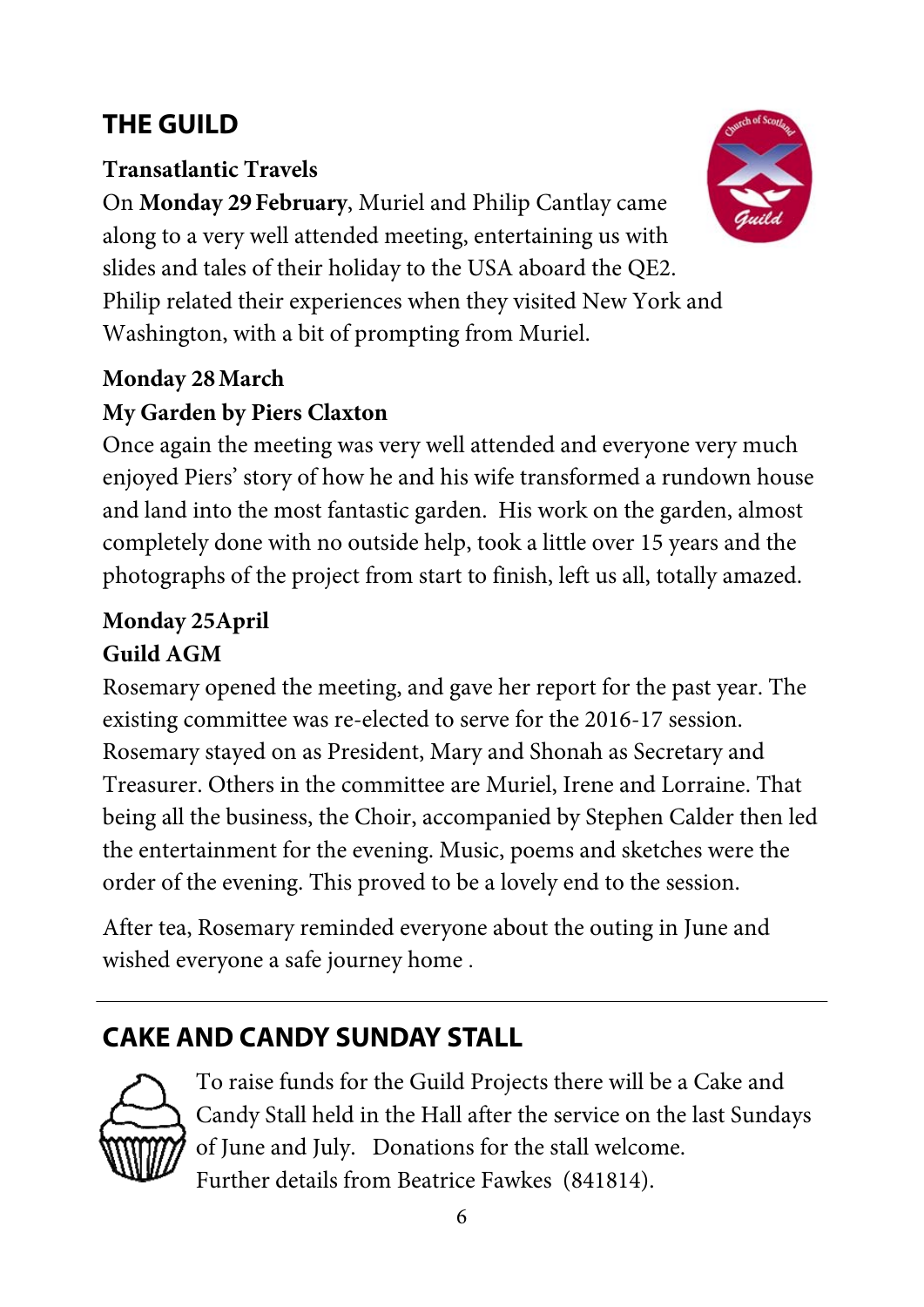## THE GUILD

### Transatlantic Travels

On **Monday 29 February**, Muriel and Philip Cantlay came along to a very well attended meeting, entertaining us with slides and tales of their holiday to the USA aboard the QE2. Philip related their experiences when they visited New York and Washington, with a bit of prompting from Muriel.

### Monday 28 March

### My Garden by Piers Claxton

Once again the meeting was very well attended and everyone very much enjoyed Piers' story of how he and his wife transformed a rundown house and land into the most fantastic garden. His work on the garden, almost completely done with no outside help, took a little over 15 years and the photographs of the project from start to finish, left us all, totally amazed.

### Monday 25April

### Guild AGM

Rosemary opened the meeting, and gave her report for the past year. The existing committee was re-elected to serve for the 2016-17 session. Rosemary stayed on as President, Mary and Shonah as Secretary and Treasurer. Others in the committee are Muriel, Irene and Lorraine. That being all the business, the Choir, accompanied by Stephen Calder then led the entertainment for the evening. Music, poems and sketches were the order of the evening. This proved to be a lovely end to the session.

After tea, Rosemary reminded everyone about the outing in June and wished everyone a safe journey home .

---

## CAKE AND CANDY SUNDAY STALL

To raise funds for the Guild Projects there will be a Cake and Candy Stall held in the Hall after the service on the last Sundays of June and July. Donations for the stall welcome.
Further details from Beatrice Fawkes (841814).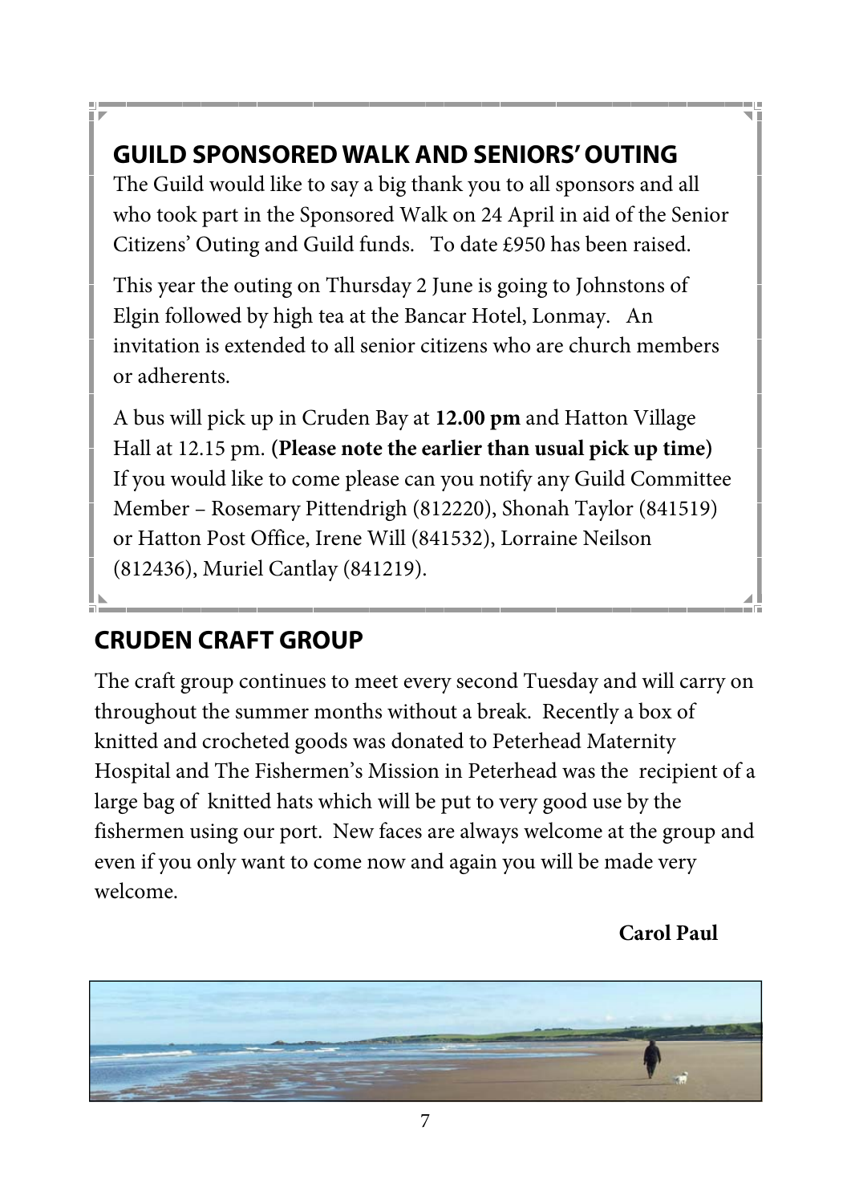## GUILD SPONSORED WALK AND SENIORS' OUTING

The Guild would like to say a big thank you to all sponsors and all who took part in the Sponsored Walk on 24 April in aid of the Senior Citizens' Outing and Guild funds. To date £950 has been raised.

This year the outing on Thursday 2 June is going to Johnstons of Elgin followed by high tea at the Bancar Hotel, Lonmay. An invitation is extended to all senior citizens who are church members or adherents.

A bus will pick up in Cruden Bay at **12.00 pm** and Hatton Village Hall at 12.15 pm. **(Please note the earlier than usual pick up time)** If you would like to come please can you notify any Guild Committee Member – Rosemary Pittendrigh (812220), Shonah Taylor (841519) or Hatton Post Office, Irene Will (841532), Lorraine Neilson (812436), Muriel Cantlay (841219).

## CRUDEN CRAFT GROUP

The craft group continues to meet every second Tuesday and will carry on throughout the summer months without a break. Recently a box of knitted and crocheted goods was donated to Peterhead Maternity Hospital and The Fishermen's Mission in Peterhead was the recipient of a large bag of knitted hats which will be put to very good use by the fishermen using our port. New faces are always welcome at the group and even if you only want to come now and again you will be made very welcome.

**Carol Paul**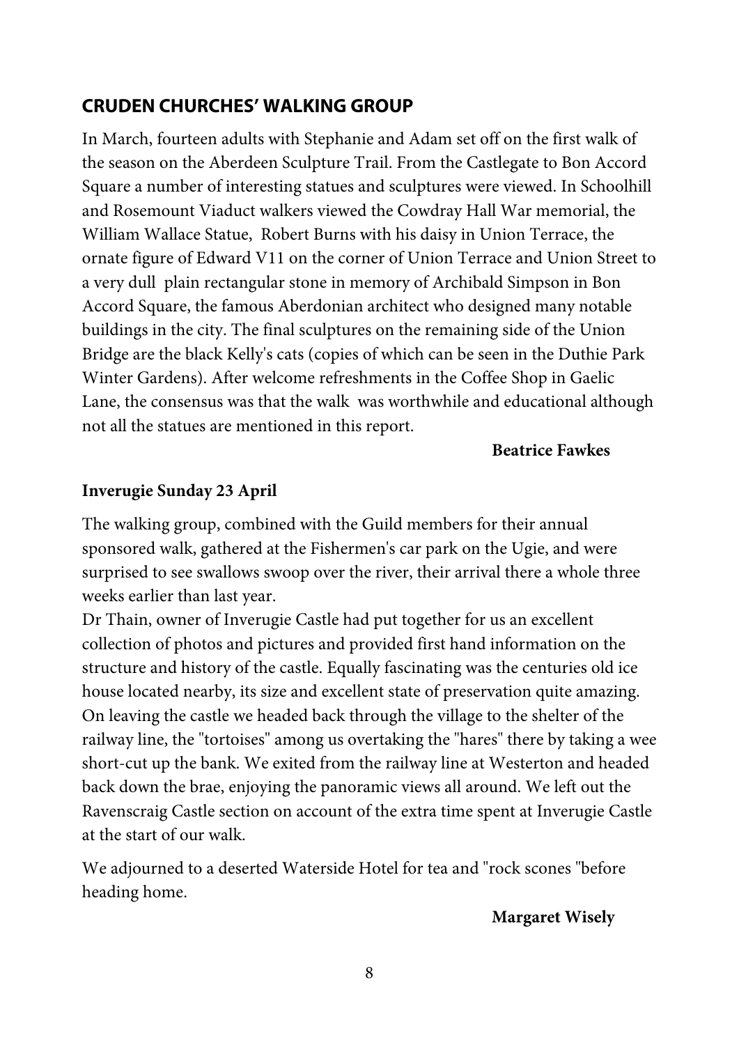## CRUDEN CHURCHES' WALKING GROUP

In March, fourteen adults with Stephanie and Adam set off on the first walk of the season on the Aberdeen Sculpture Trail. From the Castlegate to Bon Accord Square a number of interesting statues and sculptures were viewed. In Schoolhill and Rosemount Viaduct walkers viewed the Cowdray Hall War memorial, the William Wallace Statue, Robert Burns with his daisy in Union Terrace, the ornate figure of Edward V11 on the corner of Union Terrace and Union Street to a very dull plain rectangular stone in memory of Archibald Simpson in Bon Accord Square, the famous Aberdonian architect who designed many notable buildings in the city. The final sculptures on the remaining side of the Union Bridge are the black Kelly's cats (copies of which can be seen in the Duthie Park Winter Gardens). After welcome refreshments in the Coffee Shop in Gaelic Lane, the consensus was that the walk was worthwhile and educational although not all the statues are mentioned in this report.

**Beatrice Fawkes**

**Inverugie Sunday 23 April**

The walking group, combined with the Guild members for their annual sponsored walk, gathered at the Fishermen's car park on the Ugie, and were surprised to see swallows swoop over the river, their arrival there a whole three weeks earlier than last year.

Dr Thain, owner of Inverugie Castle had put together for us an excellent collection of photos and pictures and provided first hand information on the structure and history of the castle. Equally fascinating was the centuries old ice house located nearby, its size and excellent state of preservation quite amazing. On leaving the castle we headed back through the village to the shelter of the railway line, the "tortoises" among us overtaking the "hares" there by taking a wee short-cut up the bank. We exited from the railway line at Westerton and headed back down the brae, enjoying the panoramic views all around. We left out the Ravenscraig Castle section on account of the extra time spent at Inverugie Castle at the start of our walk.

We adjourned to a deserted Waterside Hotel for tea and "rock scones "before heading home.

**Margaret Wisely**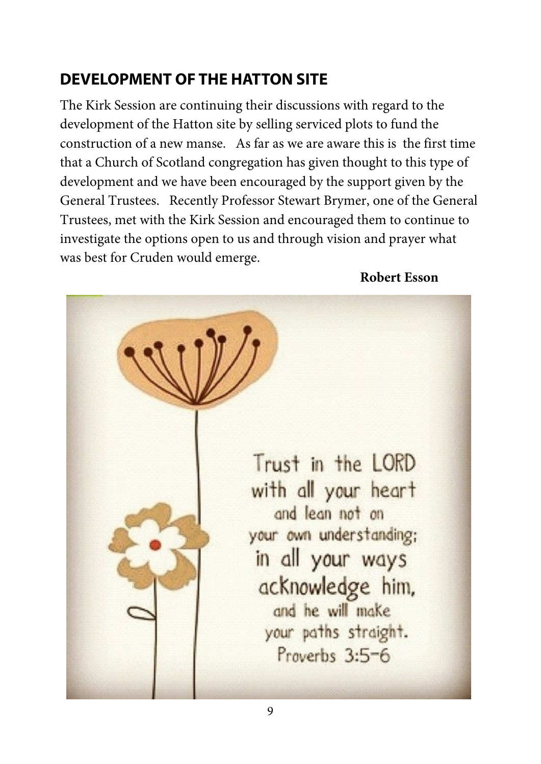## DEVELOPMENT OF THE HATTON SITE

The Kirk Session are continuing their discussions with regard to the development of the Hatton site by selling serviced plots to fund the construction of a new manse. As far as we are aware this is the first time that a Church of Scotland congregation has given thought to this type of development and we have been encouraged by the support given by the General Trustees. Recently Professor Stewart Brymer, one of the General Trustees, met with the Kirk Session and encouraged them to continue to investigate the options open to us and through vision and prayer what was best for Cruden would emerge.

**Robert Esson**

Trust in the LORD with all your heart and lean not on your own understanding; in all your ways acknowledge him, and he will make your paths straight.
Proverbs 3:5-6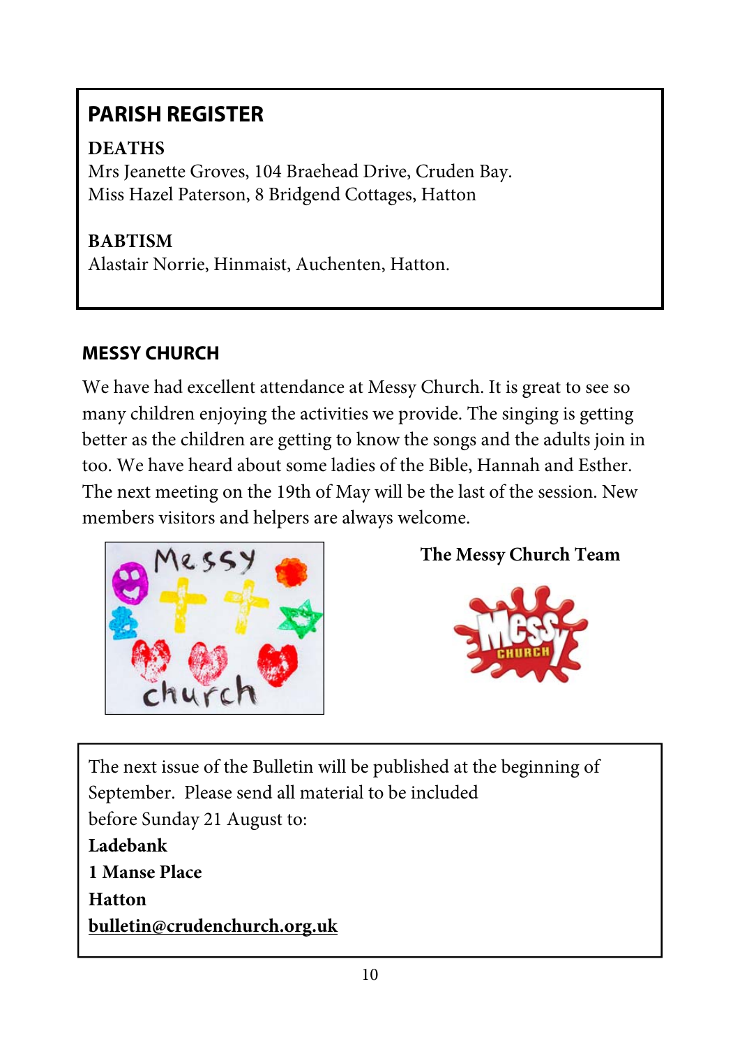## PARISH REGISTER

**DEATHS**

Mrs Jeanette Groves, 104 Braehead Drive, Cruden Bay.
Miss Hazel Paterson, 8 Bridgend Cottages, Hatton

**BABTISM**

Alastair Norrie, Hinmaist, Auchenten, Hatton.

## MESSY CHURCH

We have had excellent attendance at Messy Church. It is great to see so many children enjoying the activities we provide. The singing is getting better as the children are getting to know the songs and the adults join in too. We have heard about some ladies of the Bible, Hannah and Esther. The next meeting on the 19th of May will be the last of the session. New members visitors and helpers are always welcome.

**The Messy Church Team**

The next issue of the Bulletin will be published at the beginning of September. Please send all material to be included before Sunday 21 August to:

**Ladebank**
**1 Manse Place**
**Hatton**
**bulletin@crudenchurch.org.uk**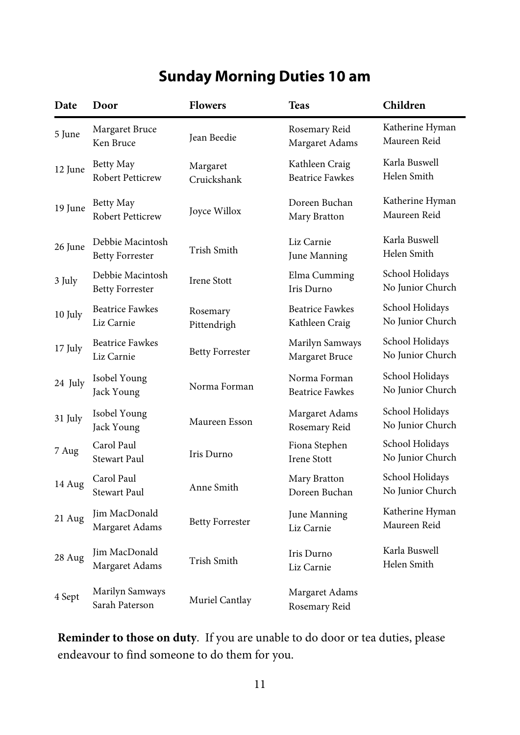## Sunday Morning Duties 10 am

| Date | Door | Flowers | Teas | Children |
|---|---|---|---|---|
| 5 June | Margaret Bruce<br>Ken Bruce | Jean Beedie | Rosemary Reid<br>Margaret Adams | Katherine Hyman<br>Maureen Reid |
| 12 June | Betty May<br>Robert Petticrew | Margaret Cruickshank | Kathleen Craig<br>Beatrice Fawkes | Karla Buswell<br>Helen Smith |
| 19 June | Betty May<br>Robert Petticrew | Joyce Willox | Doreen Buchan<br>Mary Bratton | Katherine Hyman<br>Maureen Reid |
| 26 June | Debbie Macintosh<br>Betty Forrester | Trish Smith | Liz Carnie<br>June Manning | Karla Buswell<br>Helen Smith |
| 3 July | Debbie Macintosh<br>Betty Forrester | Irene Stott | Elma Cumming<br>Iris Durno | School Holidays<br>No Junior Church |
| 10 July | Beatrice Fawkes<br>Liz Carnie | Rosemary Pittendrigh | Beatrice Fawkes<br>Kathleen Craig | School Holidays<br>No Junior Church |
| 17 July | Beatrice Fawkes<br>Liz Carnie | Betty Forrester | Marilyn Samways<br>Margaret Bruce | School Holidays<br>No Junior Church |
| 24 July | Isobel Young<br>Jack Young | Norma Forman | Norma Forman<br>Beatrice Fawkes | School Holidays<br>No Junior Church |
| 31 July | Isobel Young<br>Jack Young | Maureen Esson | Margaret Adams<br>Rosemary Reid | School Holidays<br>No Junior Church |
| 7 Aug | Carol Paul<br>Stewart Paul | Iris Durno | Fiona Stephen<br>Irene Stott | School Holidays<br>No Junior Church |
| 14 Aug | Carol Paul<br>Stewart Paul | Anne Smith | Mary Bratton<br>Doreen Buchan | School Holidays<br>No Junior Church |
| 21 Aug | Jim MacDonald<br>Margaret Adams | Betty Forrester | June Manning<br>Liz Carnie | Katherine Hyman<br>Maureen Reid |
| 28 Aug | Jim MacDonald<br>Margaret Adams | Trish Smith | Iris Durno<br>Liz Carnie | Karla Buswell<br>Helen Smith |
| 4 Sept | Marilyn Samways<br>Sarah Paterson | Muriel Cantlay | Margaret Adams<br>Rosemary Reid | |

**Reminder to those on duty**. If you are unable to do door or tea duties, please endeavour to find someone to do them for you.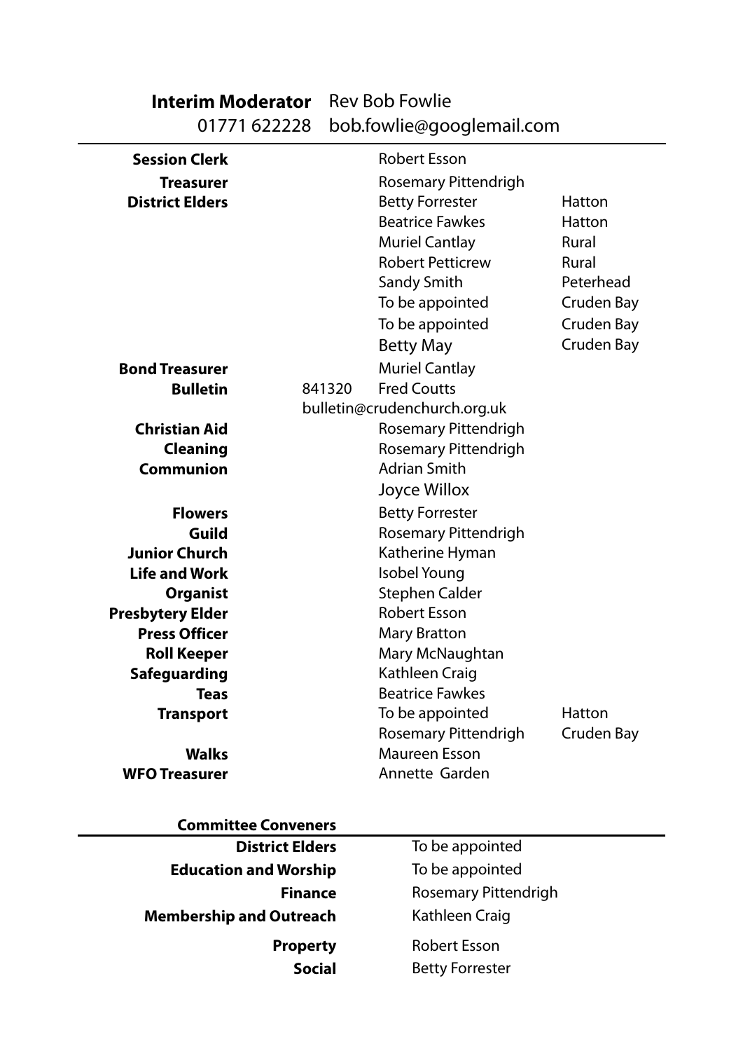**Interim Moderator** Rev Bob Fowlie
01771 622228 bob.fowlie@googlemail.com

| | | | |
|---|---|---|---|
| **Session Clerk** | | Robert Esson | |
| **Treasurer** | | Rosemary Pittendrigh | |
| **District Elders** | | Betty Forrester | Hatton |
| | | Beatrice Fawkes | Hatton |
| | | Muriel Cantlay | Rural |
| | | Robert Petticrew | Rural |
| | | Sandy Smith | Peterhead |
| | | To be appointed | Cruden Bay |
| | | To be appointed | Cruden Bay |
| | | Betty May | Cruden Bay |
| **Bond Treasurer** | | Muriel Cantlay | |
| **Bulletin** | 841320 | Fred Coutts | |
| | bulletin@crudenchurch.org.uk | | |
| **Christian Aid** | | Rosemary Pittendrigh | |
| **Cleaning** | | Rosemary Pittendrigh | |
| **Communion** | | Adrian Smith | |
| | | Joyce Willox | |
| **Flowers** | | Betty Forrester | |
| **Guild** | | Rosemary Pittendrigh | |
| **Junior Church** | | Katherine Hyman | |
| **Life and Work** | | Isobel Young | |
| **Organist** | | Stephen Calder | |
| **Presbytery Elder** | | Robert Esson | |
| **Press Officer** | | Mary Bratton | |
| **Roll Keeper** | | Mary McNaughtan | |
| **Safeguarding** | | Kathleen Craig | |
| **Teas** | | Beatrice Fawkes | |
| **Transport** | | To be appointed | Hatton |
| | | Rosemary Pittendrigh | Cruden Bay |
| **Walks** | | Maureen Esson | |
| **WFO Treasurer** | | Annette Garden | |

**Committee Conveners**

| | |
|---|---|
| **District Elders** | To be appointed |
| **Education and Worship** | To be appointed |
| **Finance** | Rosemary Pittendrigh |
| **Membership and Outreach** | Kathleen Craig |
| **Property** | Robert Esson |
| **Social** | Betty Forrester |